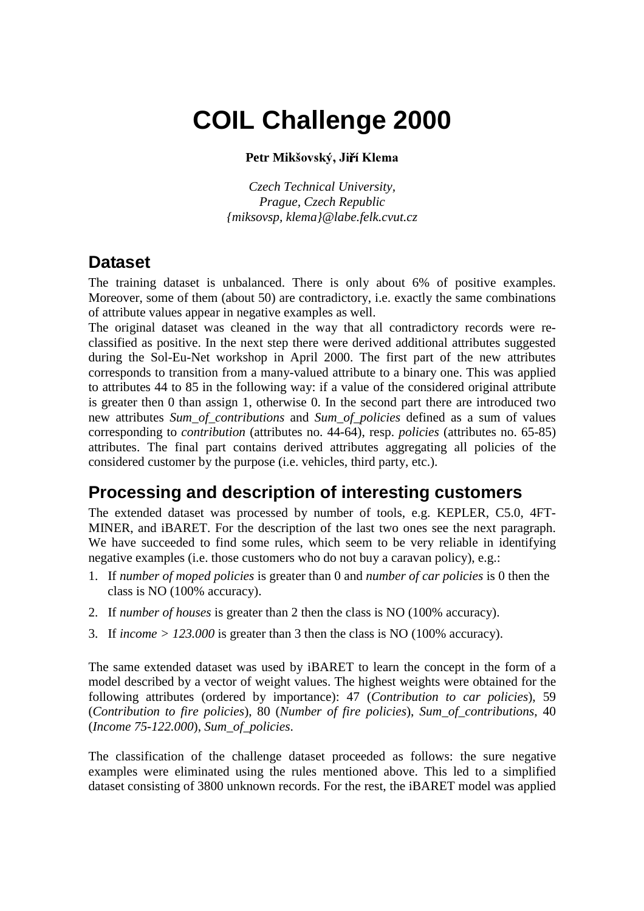# COIL Challenge 2000

**Petr Mikšovský, Jiří Klema**

*Czech Technical University,*
*Prague, Czech Republic*
*{miksovsp, klema}@labe.felk.cvut.cz*

## Dataset

The training dataset is unbalanced. There is only about 6% of positive examples. Moreover, some of them (about 50) are contradictory, i.e. exactly the same combinations of attribute values appear in negative examples as well.

The original dataset was cleaned in the way that all contradictory records were re-classified as positive. In the next step there were derived additional attributes suggested during the Sol-Eu-Net workshop in April 2000. The first part of the new attributes corresponds to transition from a many-valued attribute to a binary one. This was applied to attributes 44 to 85 in the following way: if a value of the considered original attribute is greater then 0 than assign 1, otherwise 0. In the second part there are introduced two new attributes *Sum_of_contributions* and *Sum_of_policies* defined as a sum of values corresponding to *contribution* (attributes no. 44-64), resp. *policies* (attributes no. 65-85) attributes. The final part contains derived attributes aggregating all policies of the considered customer by the purpose (i.e. vehicles, third party, etc.).

## Processing and description of interesting customers

The extended dataset was processed by number of tools, e.g. KEPLER, C5.0, 4FT-MINER, and iBARET. For the description of the last two ones see the next paragraph. We have succeeded to find some rules, which seem to be very reliable in identifying negative examples (i.e. those customers who do not buy a caravan policy), e.g.:

1. If *number of moped policies* is greater than 0 and *number of car policies* is 0 then the class is NO (100% accuracy).
2. If *number of houses* is greater than 2 then the class is NO (100% accuracy).
3. If *income > 123.000* is greater than 3 then the class is NO (100% accuracy).

The same extended dataset was used by iBARET to learn the concept in the form of a model described by a vector of weight values. The highest weights were obtained for the following attributes (ordered by importance): 47 (*Contribution to car policies*), 59 (*Contribution to fire policies*), 80 (*Number of fire policies*), *Sum_of_contributions*, 40 (*Income 75-122.000*), *Sum_of_policies*.

The classification of the challenge dataset proceeded as follows: the sure negative examples were eliminated using the rules mentioned above. This led to a simplified dataset consisting of 3800 unknown records. For the rest, the iBARET model was applied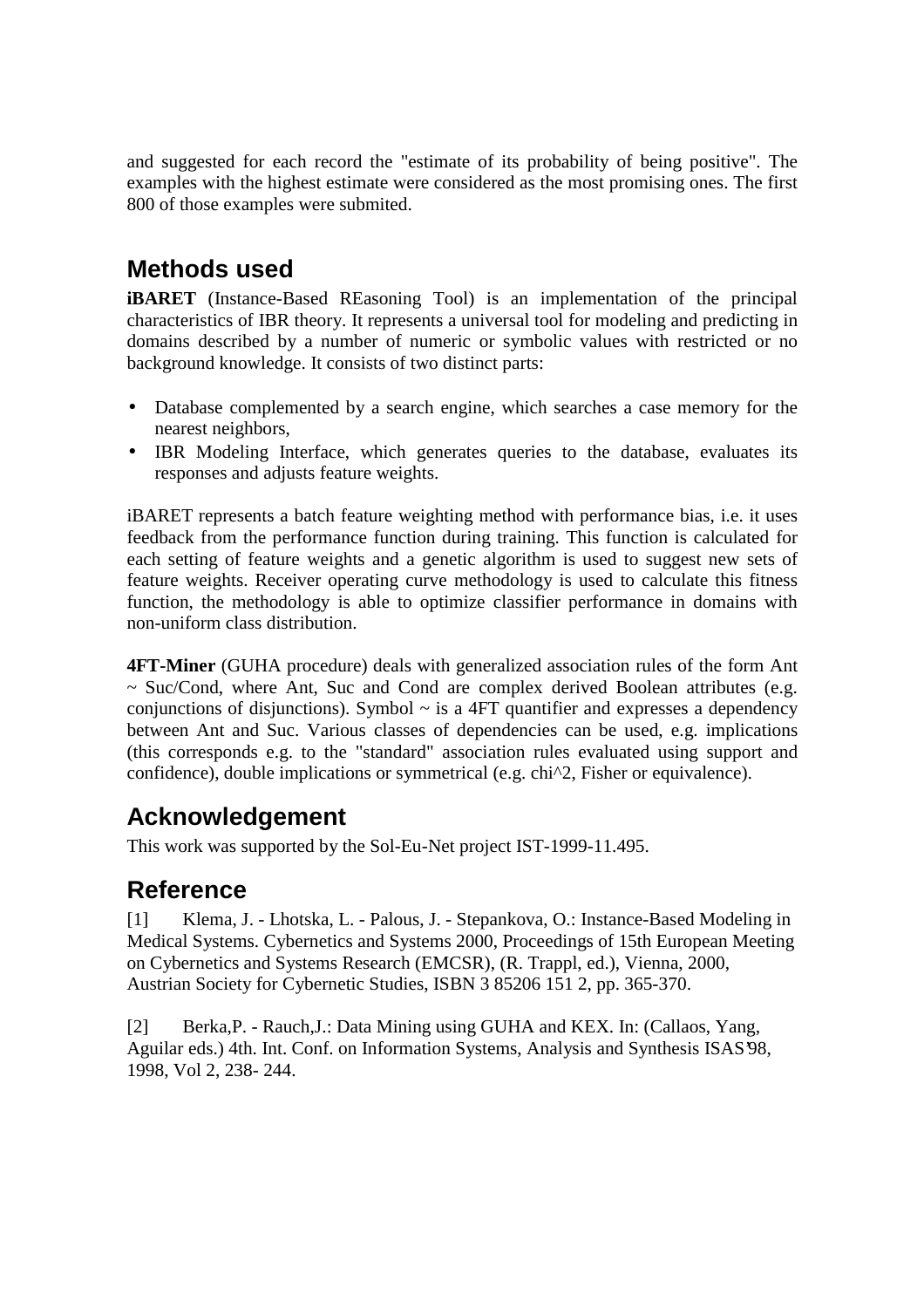and suggested for each record the "estimate of its probability of being positive". The examples with the highest estimate were considered as the most promising ones. The first 800 of those examples were submited.

## Methods used

**iBARET** (Instance-Based REasoning Tool) is an implementation of the principal characteristics of IBR theory. It represents a universal tool for modeling and predicting in domains described by a number of numeric or symbolic values with restricted or no background knowledge. It consists of two distinct parts:

- Database complemented by a search engine, which searches a case memory for the nearest neighbors,
- IBR Modeling Interface, which generates queries to the database, evaluates its responses and adjusts feature weights.

iBARET represents a batch feature weighting method with performance bias, i.e. it uses feedback from the performance function during training. This function is calculated for each setting of feature weights and a genetic algorithm is used to suggest new sets of feature weights. Receiver operating curve methodology is used to calculate this fitness function, the methodology is able to optimize classifier performance in domains with non-uniform class distribution.

**4FT-Miner** (GUHA procedure) deals with generalized association rules of the form Ant ~ Suc/Cond, where Ant, Suc and Cond are complex derived Boolean attributes (e.g. conjunctions of disjunctions). Symbol ~ is a 4FT quantifier and expresses a dependency between Ant and Suc. Various classes of dependencies can be used, e.g. implications (this corresponds e.g. to the "standard" association rules evaluated using support and confidence), double implications or symmetrical (e.g. chi^2, Fisher or equivalence).

## Acknowledgement

This work was supported by the Sol-Eu-Net project IST-1999-11.495.

## Reference

[1] Klema, J. - Lhotska, L. - Palous, J. - Stepankova, O.: Instance-Based Modeling in Medical Systems. Cybernetics and Systems 2000, Proceedings of 15th European Meeting on Cybernetics and Systems Research (EMCSR), (R. Trappl, ed.), Vienna, 2000, Austrian Society for Cybernetic Studies, ISBN 3 85206 151 2, pp. 365-370.

[2] Berka,P. - Rauch,J.: Data Mining using GUHA and KEX. In: (Callaos, Yang, Aguilar eds.) 4th. Int. Conf. on Information Systems, Analysis and Synthesis ISAS'98, 1998, Vol 2, 238- 244.